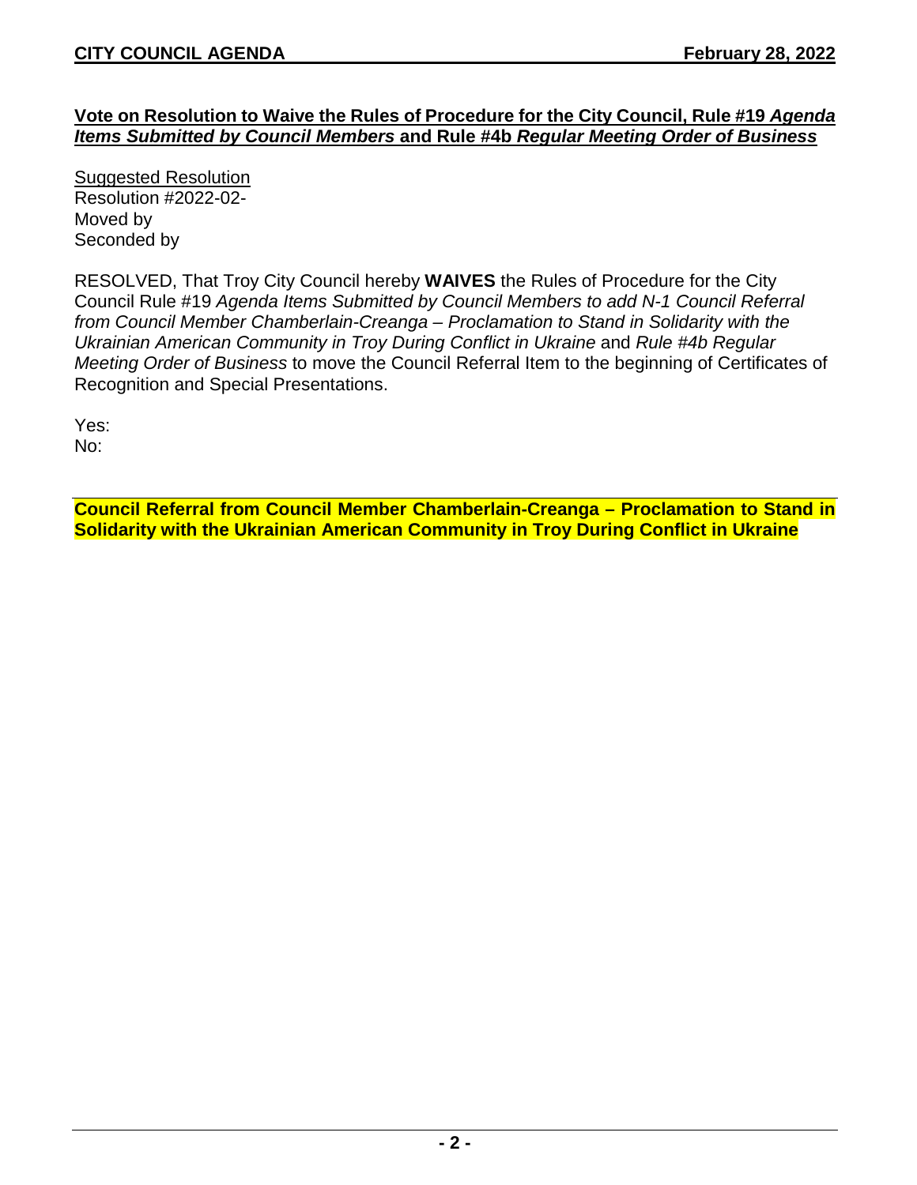**Vote on Resolution to Waive the Rules of Procedure for the City Council, Rule #19 *Agenda Items Submitted by Council Members* and Rule #4b *Regular Meeting Order of Business***

Suggested Resolution
Resolution #2022-02-
Moved by
Seconded by

RESOLVED, That Troy City Council hereby **WAIVES** the Rules of Procedure for the City Council Rule #19 *Agenda Items Submitted by Council Members to add N-1 Council Referral from Council Member Chamberlain-Creanga – Proclamation to Stand in Solidarity with the Ukrainian American Community in Troy During Conflict in Ukraine* and *Rule #4b Regular Meeting Order of Business* to move the Council Referral Item to the beginning of Certificates of Recognition and Special Presentations.

Yes:
No:

**Council Referral from Council Member Chamberlain-Creanga – Proclamation to Stand in Solidarity with the Ukrainian American Community in Troy During Conflict in Ukraine**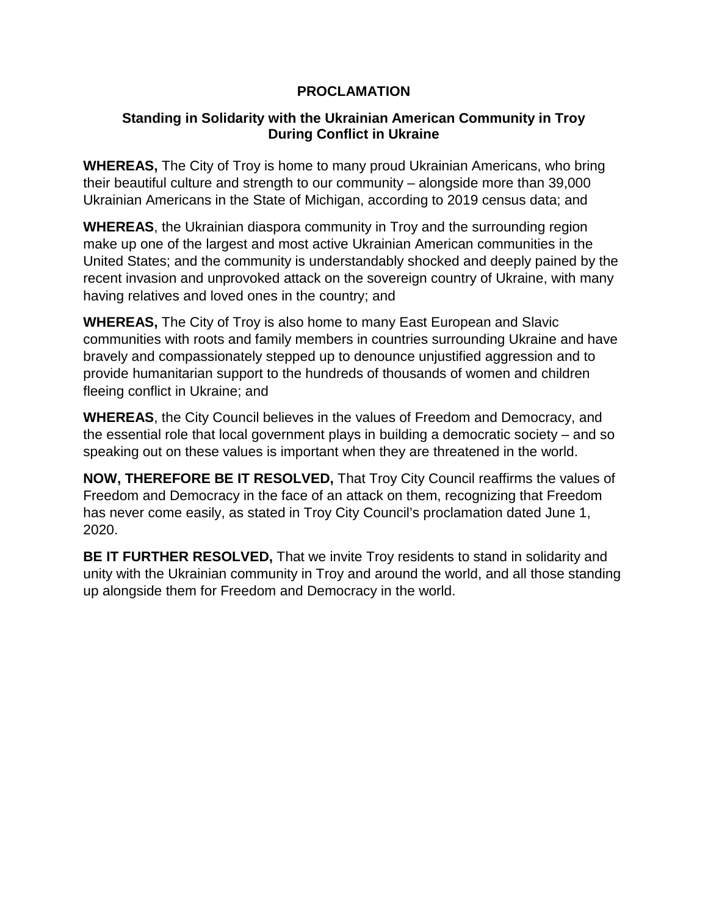# PROCLAMATION

## Standing in Solidarity with the Ukrainian American Community in Troy During Conflict in Ukraine

**WHEREAS,** The City of Troy is home to many proud Ukrainian Americans, who bring their beautiful culture and strength to our community – alongside more than 39,000 Ukrainian Americans in the State of Michigan, according to 2019 census data; and

**WHEREAS**, the Ukrainian diaspora community in Troy and the surrounding region make up one of the largest and most active Ukrainian American communities in the United States; and the community is understandably shocked and deeply pained by the recent invasion and unprovoked attack on the sovereign country of Ukraine, with many having relatives and loved ones in the country; and

**WHEREAS,** The City of Troy is also home to many East European and Slavic communities with roots and family members in countries surrounding Ukraine and have bravely and compassionately stepped up to denounce unjustified aggression and to provide humanitarian support to the hundreds of thousands of women and children fleeing conflict in Ukraine; and

**WHEREAS**, the City Council believes in the values of Freedom and Democracy, and the essential role that local government plays in building a democratic society – and so speaking out on these values is important when they are threatened in the world.

**NOW, THEREFORE BE IT RESOLVED,** That Troy City Council reaffirms the values of Freedom and Democracy in the face of an attack on them, recognizing that Freedom has never come easily, as stated in Troy City Council's proclamation dated June 1, 2020.

**BE IT FURTHER RESOLVED,** That we invite Troy residents to stand in solidarity and unity with the Ukrainian community in Troy and around the world, and all those standing up alongside them for Freedom and Democracy in the world.